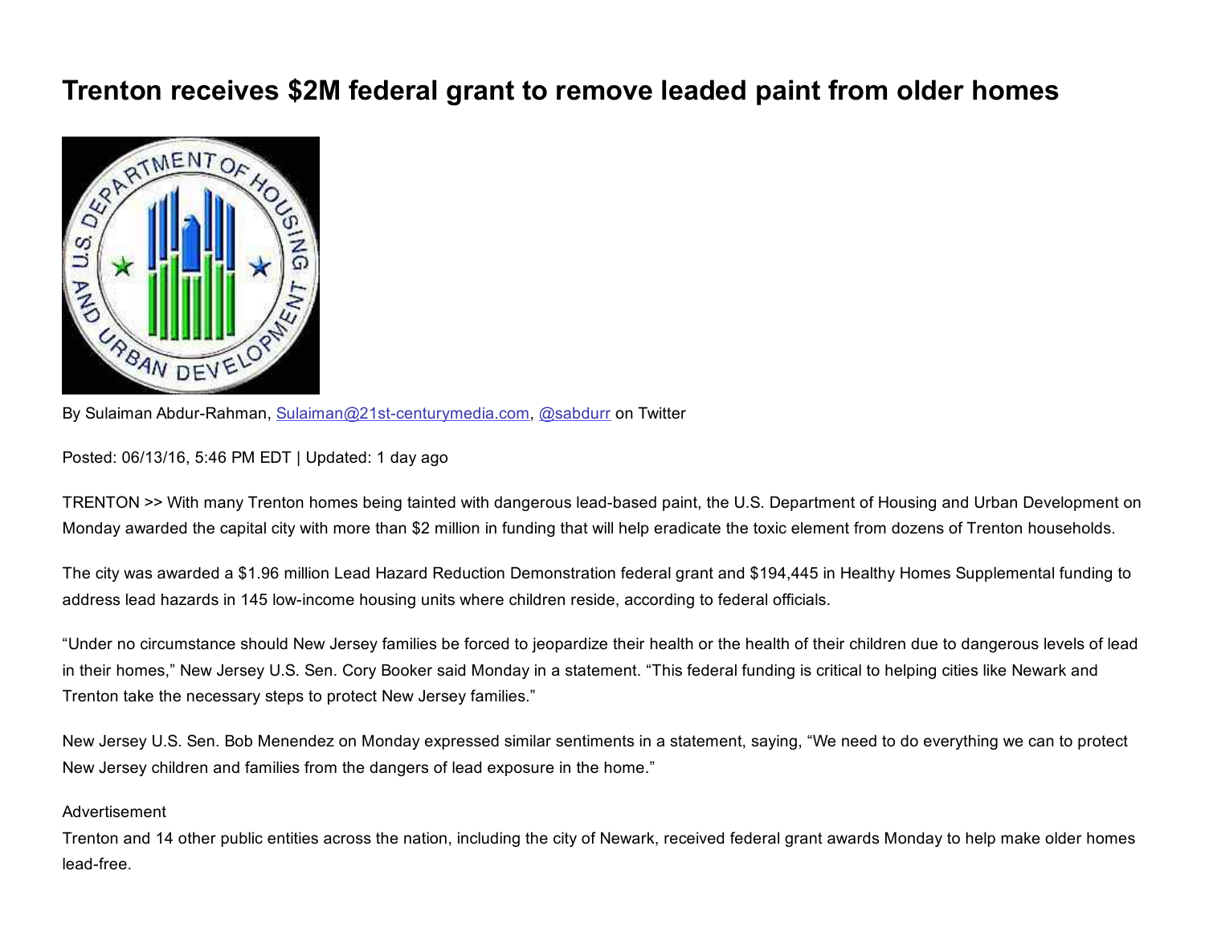# Trenton receives $2M federal grant to remove leaded paint from older homes

By Sulaiman Abdur-Rahman, Sulaiman@21st-centurymedia.com, @sabdurr on Twitter

Posted: 06/13/16, 5:46 PM EDT | Updated: 1 day ago

TRENTON >> With many Trenton homes being tainted with dangerous lead-based paint, the U.S. Department of Housing and Urban Development on Monday awarded the capital city with more than $2 million in funding that will help eradicate the toxic element from dozens of Trenton households.

The city was awarded a $1.96 million Lead Hazard Reduction Demonstration federal grant and $194,445 in Healthy Homes Supplemental funding to address lead hazards in 145 low-income housing units where children reside, according to federal officials.

"Under no circumstance should New Jersey families be forced to jeopardize their health or the health of their children due to dangerous levels of lead in their homes," New Jersey U.S. Sen. Cory Booker said Monday in a statement. "This federal funding is critical to helping cities like Newark and Trenton take the necessary steps to protect New Jersey families."

New Jersey U.S. Sen. Bob Menendez on Monday expressed similar sentiments in a statement, saying, "We need to do everything we can to protect New Jersey children and families from the dangers of lead exposure in the home."

Advertisement

Trenton and 14 other public entities across the nation, including the city of Newark, received federal grant awards Monday to help make older homes lead-free.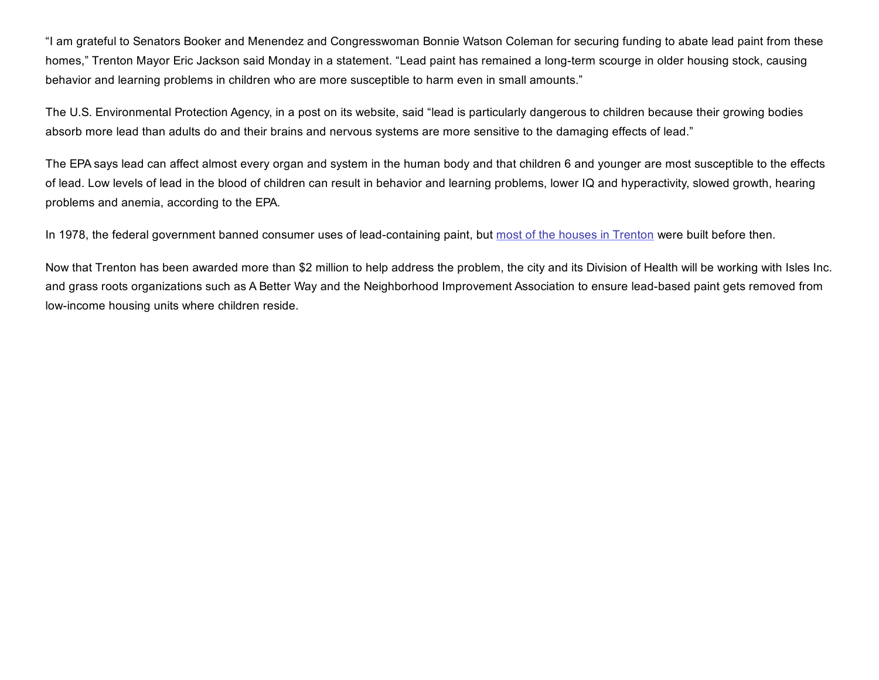"I am grateful to Senators Booker and Menendez and Congresswoman Bonnie Watson Coleman for securing funding to abate lead paint from these homes," Trenton Mayor Eric Jackson said Monday in a statement. "Lead paint has remained a long-term scourge in older housing stock, causing behavior and learning problems in children who are more susceptible to harm even in small amounts."

The U.S. Environmental Protection Agency, in a post on its website, said "lead is particularly dangerous to children because their growing bodies absorb more lead than adults do and their brains and nervous systems are more sensitive to the damaging effects of lead."

The EPA says lead can affect almost every organ and system in the human body and that children 6 and younger are most susceptible to the effects of lead. Low levels of lead in the blood of children can result in behavior and learning problems, lower IQ and hyperactivity, slowed growth, hearing problems and anemia, according to the EPA.

In 1978, the federal government banned consumer uses of lead-containing paint, but most of the houses in Trenton were built before then.

Now that Trenton has been awarded more than $2 million to help address the problem, the city and its Division of Health will be working with Isles Inc. and grass roots organizations such as A Better Way and the Neighborhood Improvement Association to ensure lead-based paint gets removed from low-income housing units where children reside.